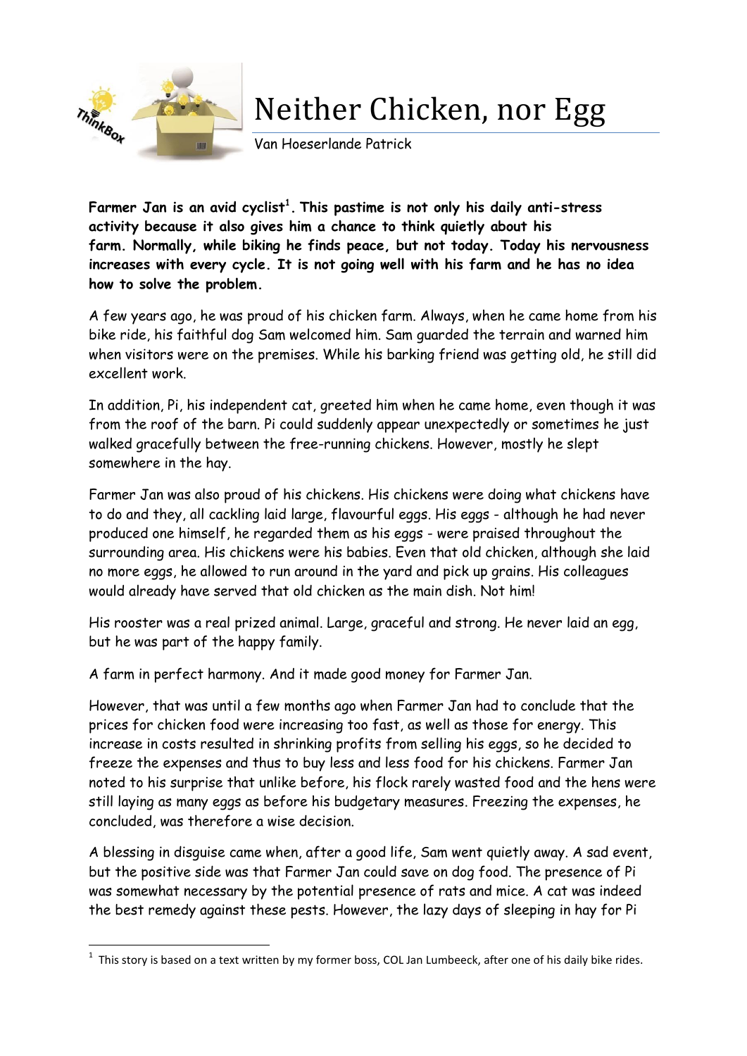# Neither Chicken, nor Egg

Van Hoeserlande Patrick

**Farmer Jan is an avid cyclist[1]. This pastime is not only his daily anti-stress activity because it also gives him a chance to think quietly about his farm. Normally, while biking he finds peace, but not today. Today his nervousness increases with every cycle. It is not going well with his farm and he has no idea how to solve the problem.**

A few years ago, he was proud of his chicken farm. Always, when he came home from his bike ride, his faithful dog Sam welcomed him. Sam guarded the terrain and warned him when visitors were on the premises. While his barking friend was getting old, he still did excellent work.

In addition, Pi, his independent cat, greeted him when he came home, even though it was from the roof of the barn. Pi could suddenly appear unexpectedly or sometimes he just walked gracefully between the free-running chickens. However, mostly he slept somewhere in the hay.

Farmer Jan was also proud of his chickens. His chickens were doing what chickens have to do and they, all cackling laid large, flavourful eggs. His eggs - although he had never produced one himself, he regarded them as his eggs - were praised throughout the surrounding area. His chickens were his babies. Even that old chicken, although she laid no more eggs, he allowed to run around in the yard and pick up grains. His colleagues would already have served that old chicken as the main dish. Not him!

His rooster was a real prized animal. Large, graceful and strong. He never laid an egg, but he was part of the happy family.

A farm in perfect harmony. And it made good money for Farmer Jan.

However, that was until a few months ago when Farmer Jan had to conclude that the prices for chicken food were increasing too fast, as well as those for energy. This increase in costs resulted in shrinking profits from selling his eggs, so he decided to freeze the expenses and thus to buy less and less food for his chickens. Farmer Jan noted to his surprise that unlike before, his flock rarely wasted food and the hens were still laying as many eggs as before his budgetary measures. Freezing the expenses, he concluded, was therefore a wise decision.

A blessing in disguise came when, after a good life, Sam went quietly away. A sad event, but the positive side was that Farmer Jan could save on dog food. The presence of Pi was somewhat necessary by the potential presence of rats and mice. A cat was indeed the best remedy against these pests. However, the lazy days of sleeping in hay for Pi

[1] This story is based on a text written by my former boss, COL Jan Lumbeeck, after one of his daily bike rides.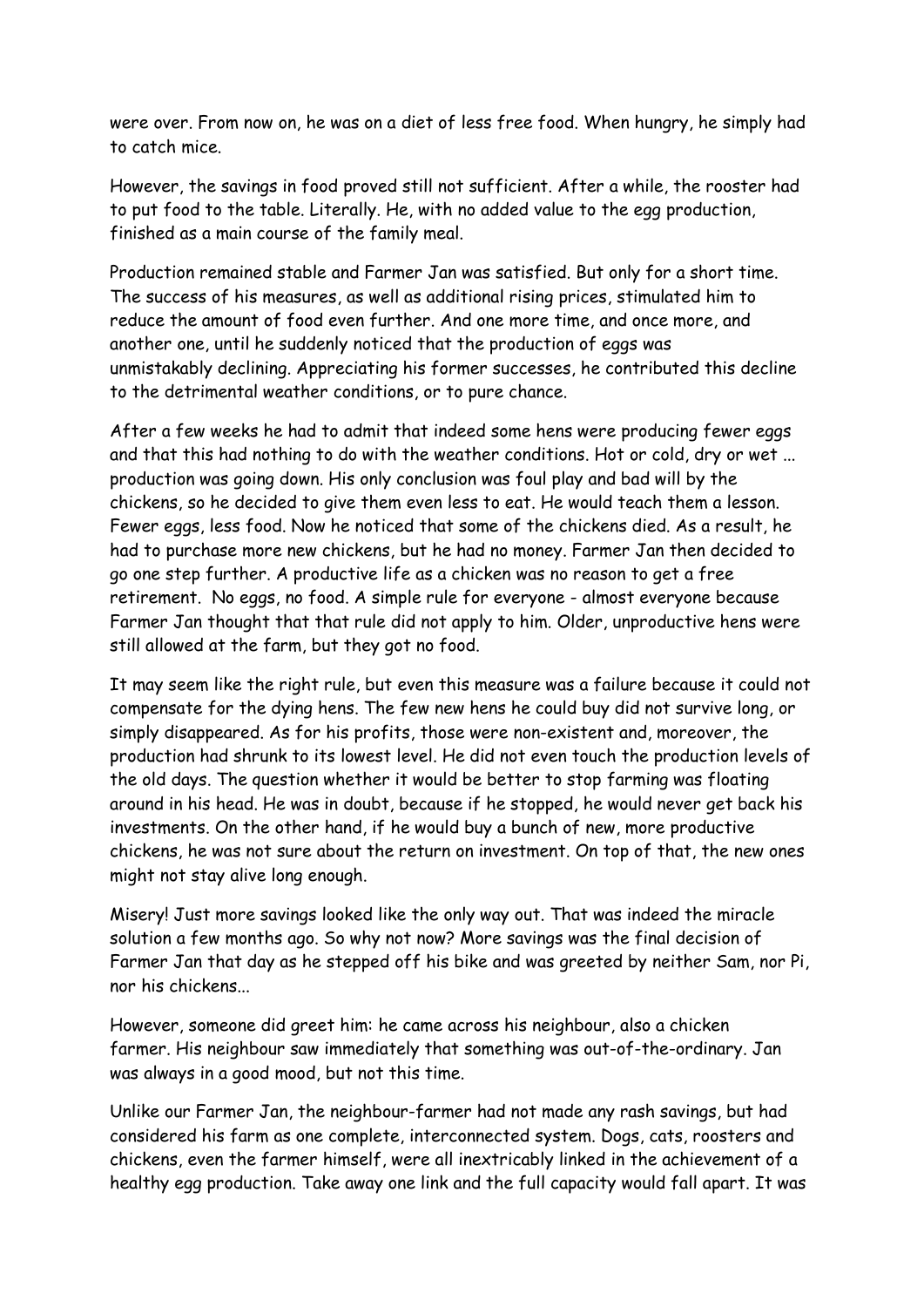were over. From now on, he was on a diet of less free food. When hungry, he simply had to catch mice.

However, the savings in food proved still not sufficient. After a while, the rooster had to put food to the table. Literally. He, with no added value to the egg production, finished as a main course of the family meal.

Production remained stable and Farmer Jan was satisfied. But only for a short time. The success of his measures, as well as additional rising prices, stimulated him to reduce the amount of food even further. And one more time, and once more, and another one, until he suddenly noticed that the production of eggs was unmistakably declining. Appreciating his former successes, he contributed this decline to the detrimental weather conditions, or to pure chance.

After a few weeks he had to admit that indeed some hens were producing fewer eggs and that this had nothing to do with the weather conditions. Hot or cold, dry or wet ... production was going down. His only conclusion was foul play and bad will by the chickens, so he decided to give them even less to eat. He would teach them a lesson. Fewer eggs, less food. Now he noticed that some of the chickens died. As a result, he had to purchase more new chickens, but he had no money. Farmer Jan then decided to go one step further. A productive life as a chicken was no reason to get a free retirement. No eggs, no food. A simple rule for everyone - almost everyone because Farmer Jan thought that that rule did not apply to him. Older, unproductive hens were still allowed at the farm, but they got no food.

It may seem like the right rule, but even this measure was a failure because it could not compensate for the dying hens. The few new hens he could buy did not survive long, or simply disappeared. As for his profits, those were non-existent and, moreover, the production had shrunk to its lowest level. He did not even touch the production levels of the old days. The question whether it would be better to stop farming was floating around in his head. He was in doubt, because if he stopped, he would never get back his investments. On the other hand, if he would buy a bunch of new, more productive chickens, he was not sure about the return on investment. On top of that, the new ones might not stay alive long enough.

Misery! Just more savings looked like the only way out. That was indeed the miracle solution a few months ago. So why not now? More savings was the final decision of Farmer Jan that day as he stepped off his bike and was greeted by neither Sam, nor Pi, nor his chickens...

However, someone did greet him: he came across his neighbour, also a chicken farmer. His neighbour saw immediately that something was out-of-the-ordinary. Jan was always in a good mood, but not this time.

Unlike our Farmer Jan, the neighbour-farmer had not made any rash savings, but had considered his farm as one complete, interconnected system. Dogs, cats, roosters and chickens, even the farmer himself, were all inextricably linked in the achievement of a healthy egg production. Take away one link and the full capacity would fall apart. It was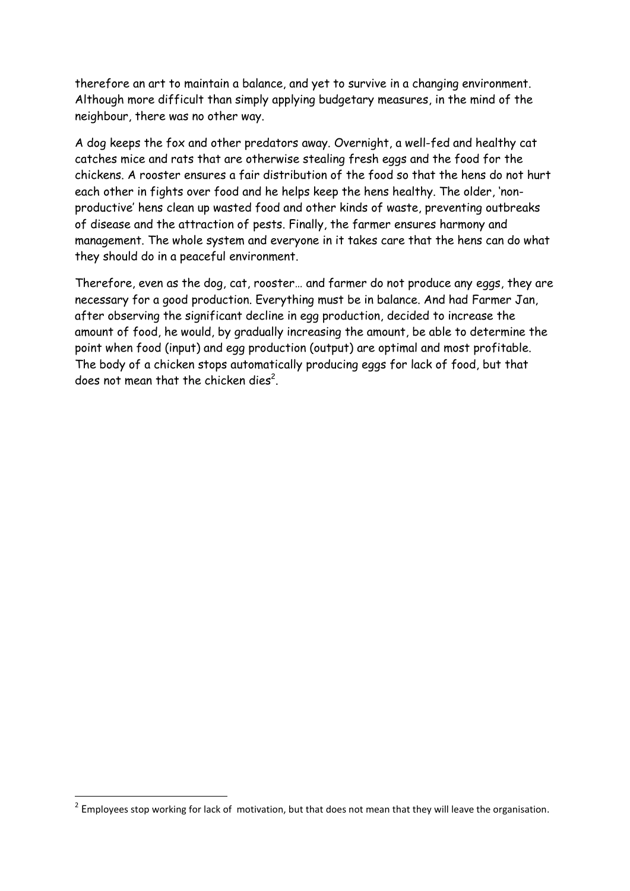therefore an art to maintain a balance, and yet to survive in a changing environment. Although more difficult than simply applying budgetary measures, in the mind of the neighbour, there was no other way.

A dog keeps the fox and other predators away. Overnight, a well-fed and healthy cat catches mice and rats that are otherwise stealing fresh eggs and the food for the chickens. A rooster ensures a fair distribution of the food so that the hens do not hurt each other in fights over food and he helps keep the hens healthy. The older, 'non-productive' hens clean up wasted food and other kinds of waste, preventing outbreaks of disease and the attraction of pests. Finally, the farmer ensures harmony and management. The whole system and everyone in it takes care that the hens can do what they should do in a peaceful environment.

Therefore, even as the dog, cat, rooster… and farmer do not produce any eggs, they are necessary for a good production. Everything must be in balance. And had Farmer Jan, after observing the significant decline in egg production, decided to increase the amount of food, he would, by gradually increasing the amount, be able to determine the point when food (input) and egg production (output) are optimal and most profitable. The body of a chicken stops automatically producing eggs for lack of food, but that does not mean that the chicken dies[2].

[2] Employees stop working for lack of motivation, but that does not mean that they will leave the organisation.